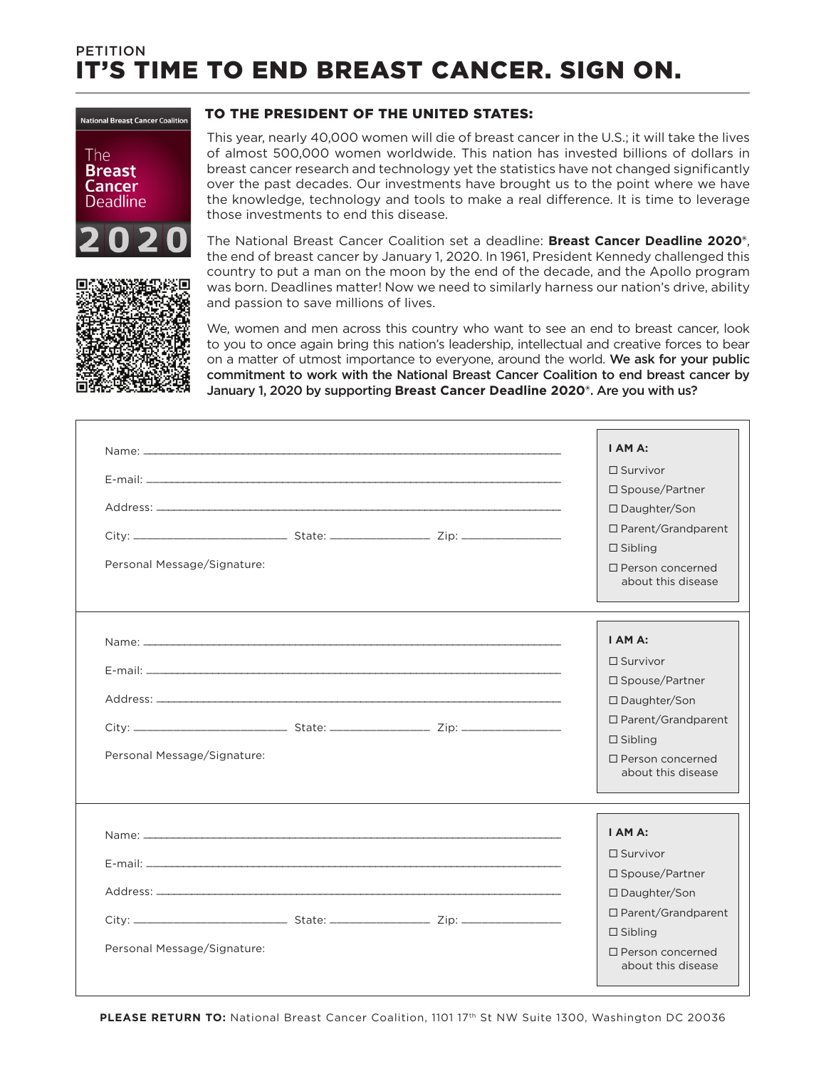PETITION

# IT'S TIME TO END BREAST CANCER. SIGN ON.

National Breast Cancer Coalition

The **Breast Cancer** Deadline **2020**

## TO THE PRESIDENT OF THE UNITED STATES:

This year, nearly 40,000 women will die of breast cancer in the U.S.; it will take the lives of almost 500,000 women worldwide. This nation has invested billions of dollars in breast cancer research and technology yet the statistics have not changed significantly over the past decades. Our investments have brought us to the point where we have the knowledge, technology and tools to make a real difference. It is time to leverage those investments to end this disease.

The National Breast Cancer Coalition set a deadline: **Breast Cancer Deadline 2020®**, the end of breast cancer by January 1, 2020. In 1961, President Kennedy challenged this country to put a man on the moon by the end of the decade, and the Apollo program was born. Deadlines matter! Now we need to similarly harness our nation's drive, ability and passion to save millions of lives.

We, women and men across this country who want to see an end to breast cancer, look to you to once again bring this nation's leadership, intellectual and creative forces to bear on a matter of utmost importance to everyone, around the world. **We ask for your public commitment to work with the National Breast Cancer Coalition to end breast cancer by January 1, 2020 by supporting Breast Cancer Deadline 2020®. Are you with us?**

---

Name: \_\_\_\_\_\_\_\_\_\_\_\_\_\_\_\_\_\_\_\_\_\_\_\_\_\_\_\_\_\_\_\_\_\_\_\_\_\_\_\_

E-mail: \_\_\_\_\_\_\_\_\_\_\_\_\_\_\_\_\_\_\_\_\_\_\_\_\_\_\_\_\_\_\_\_\_\_\_\_\_\_\_\_

Address: \_\_\_\_\_\_\_\_\_\_\_\_\_\_\_\_\_\_\_\_\_\_\_\_\_\_\_\_\_\_\_\_\_\_\_\_\_\_\_\_

City: \_\_\_\_\_\_\_\_\_\_\_\_\_\_ State: \_\_\_\_\_\_\_\_\_\_ Zip: \_\_\_\_\_\_\_\_\_\_

Personal Message/Signature:

**I AM A:**

- ☐ Survivor
- ☐ Spouse/Partner
- ☐ Daughter/Son
- ☐ Parent/Grandparent
- ☐ Sibling
- ☐ Person concerned about this disease

---

Name: \_\_\_\_\_\_\_\_\_\_\_\_\_\_\_\_\_\_\_\_\_\_\_\_\_\_\_\_\_\_\_\_\_\_\_\_\_\_\_\_

E-mail: \_\_\_\_\_\_\_\_\_\_\_\_\_\_\_\_\_\_\_\_\_\_\_\_\_\_\_\_\_\_\_\_\_\_\_\_\_\_\_\_

Address: \_\_\_\_\_\_\_\_\_\_\_\_\_\_\_\_\_\_\_\_\_\_\_\_\_\_\_\_\_\_\_\_\_\_\_\_\_\_\_\_

City: \_\_\_\_\_\_\_\_\_\_\_\_\_\_ State: \_\_\_\_\_\_\_\_\_\_ Zip: \_\_\_\_\_\_\_\_\_\_

Personal Message/Signature:

**I AM A:**

- ☐ Survivor
- ☐ Spouse/Partner
- ☐ Daughter/Son
- ☐ Parent/Grandparent
- ☐ Sibling
- ☐ Person concerned about this disease

---

Name: \_\_\_\_\_\_\_\_\_\_\_\_\_\_\_\_\_\_\_\_\_\_\_\_\_\_\_\_\_\_\_\_\_\_\_\_\_\_\_\_

E-mail: \_\_\_\_\_\_\_\_\_\_\_\_\_\_\_\_\_\_\_\_\_\_\_\_\_\_\_\_\_\_\_\_\_\_\_\_\_\_\_\_

Address: \_\_\_\_\_\_\_\_\_\_\_\_\_\_\_\_\_\_\_\_\_\_\_\_\_\_\_\_\_\_\_\_\_\_\_\_\_\_\_\_

City: \_\_\_\_\_\_\_\_\_\_\_\_\_\_ State: \_\_\_\_\_\_\_\_\_\_ Zip: \_\_\_\_\_\_\_\_\_\_

Personal Message/Signature:

**I AM A:**

- ☐ Survivor
- ☐ Spouse/Partner
- ☐ Daughter/Son
- ☐ Parent/Grandparent
- ☐ Sibling
- ☐ Person concerned about this disease

---

**PLEASE RETURN TO:** National Breast Cancer Coalition, 1101 17th St NW Suite 1300, Washington DC 20036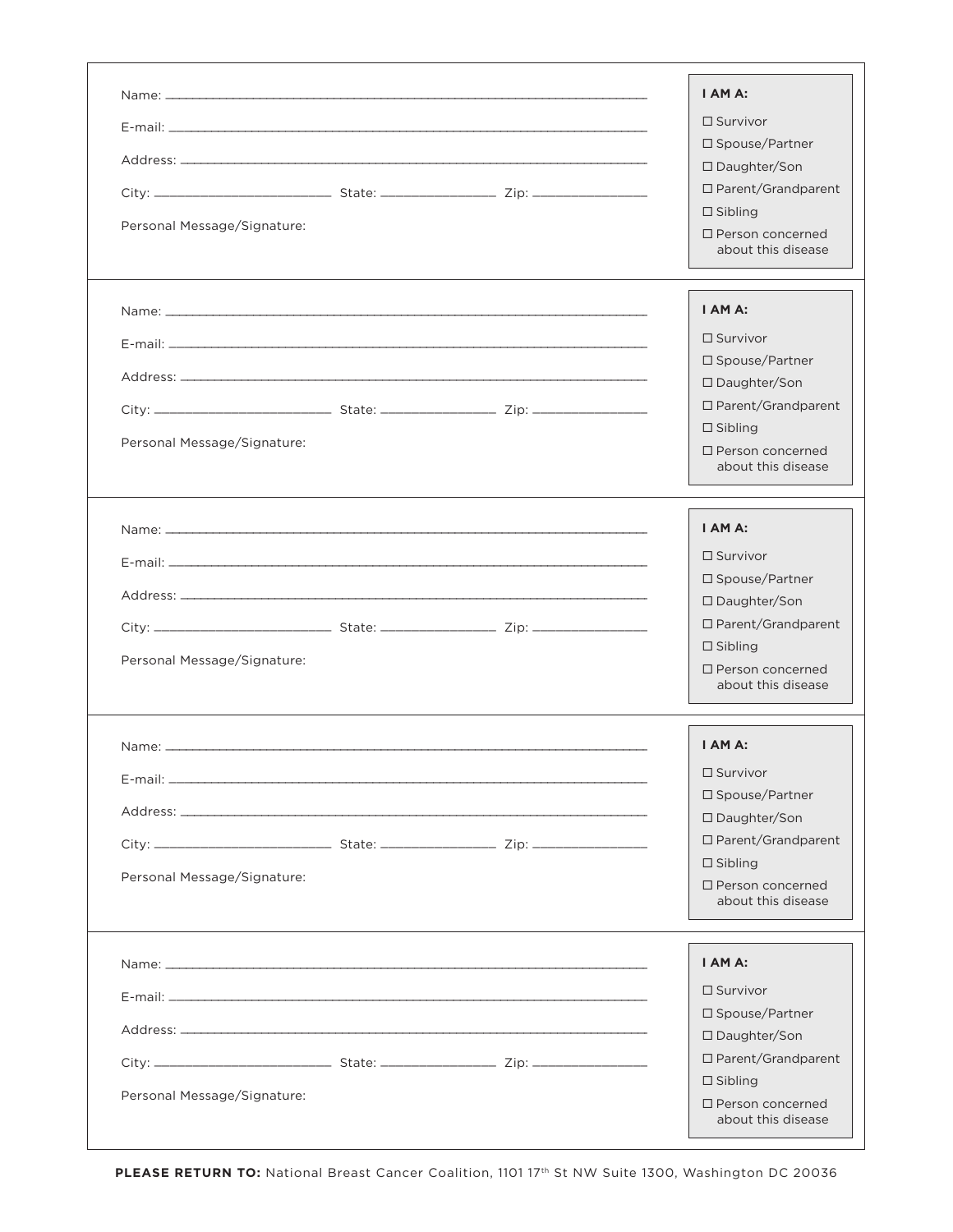Name: \_\_\_\_\_\_\_\_\_\_\_\_\_\_\_\_\_\_\_\_\_\_\_\_\_\_\_\_\_\_\_\_\_\_\_\_\_\_\_\_\_\_\_\_

E-mail: \_\_\_\_\_\_\_\_\_\_\_\_\_\_\_\_\_\_\_\_\_\_\_\_\_\_\_\_\_\_\_\_\_\_\_\_\_\_\_\_\_\_\_\_

Address: \_\_\_\_\_\_\_\_\_\_\_\_\_\_\_\_\_\_\_\_\_\_\_\_\_\_\_\_\_\_\_\_\_\_\_\_\_\_\_\_\_\_\_\_

City: \_\_\_\_\_\_\_\_\_\_\_\_\_\_\_\_ State: \_\_\_\_\_\_\_\_\_\_\_\_ Zip: \_\_\_\_\_\_\_\_\_\_\_\_

Personal Message/Signature:

**I AM A:**

- ☐ Survivor
- ☐ Spouse/Partner
- ☐ Daughter/Son
- ☐ Parent/Grandparent
- ☐ Sibling
- ☐ Person concerned about this disease

---

Name: \_\_\_\_\_\_\_\_\_\_\_\_\_\_\_\_\_\_\_\_\_\_\_\_\_\_\_\_\_\_\_\_\_\_\_\_\_\_\_\_\_\_\_\_

E-mail: \_\_\_\_\_\_\_\_\_\_\_\_\_\_\_\_\_\_\_\_\_\_\_\_\_\_\_\_\_\_\_\_\_\_\_\_\_\_\_\_\_\_\_\_

Address: \_\_\_\_\_\_\_\_\_\_\_\_\_\_\_\_\_\_\_\_\_\_\_\_\_\_\_\_\_\_\_\_\_\_\_\_\_\_\_\_\_\_\_\_

City: \_\_\_\_\_\_\_\_\_\_\_\_\_\_\_\_ State: \_\_\_\_\_\_\_\_\_\_\_\_ Zip: \_\_\_\_\_\_\_\_\_\_\_\_

Personal Message/Signature:

**I AM A:**

- ☐ Survivor
- ☐ Spouse/Partner
- ☐ Daughter/Son
- ☐ Parent/Grandparent
- ☐ Sibling
- ☐ Person concerned about this disease

---

Name: \_\_\_\_\_\_\_\_\_\_\_\_\_\_\_\_\_\_\_\_\_\_\_\_\_\_\_\_\_\_\_\_\_\_\_\_\_\_\_\_\_\_\_\_

E-mail: \_\_\_\_\_\_\_\_\_\_\_\_\_\_\_\_\_\_\_\_\_\_\_\_\_\_\_\_\_\_\_\_\_\_\_\_\_\_\_\_\_\_\_\_

Address: \_\_\_\_\_\_\_\_\_\_\_\_\_\_\_\_\_\_\_\_\_\_\_\_\_\_\_\_\_\_\_\_\_\_\_\_\_\_\_\_\_\_\_\_

City: \_\_\_\_\_\_\_\_\_\_\_\_\_\_\_\_ State: \_\_\_\_\_\_\_\_\_\_\_\_ Zip: \_\_\_\_\_\_\_\_\_\_\_\_

Personal Message/Signature:

**I AM A:**

- ☐ Survivor
- ☐ Spouse/Partner
- ☐ Daughter/Son
- ☐ Parent/Grandparent
- ☐ Sibling
- ☐ Person concerned about this disease

---

Name: \_\_\_\_\_\_\_\_\_\_\_\_\_\_\_\_\_\_\_\_\_\_\_\_\_\_\_\_\_\_\_\_\_\_\_\_\_\_\_\_\_\_\_\_

E-mail: \_\_\_\_\_\_\_\_\_\_\_\_\_\_\_\_\_\_\_\_\_\_\_\_\_\_\_\_\_\_\_\_\_\_\_\_\_\_\_\_\_\_\_\_

Address: \_\_\_\_\_\_\_\_\_\_\_\_\_\_\_\_\_\_\_\_\_\_\_\_\_\_\_\_\_\_\_\_\_\_\_\_\_\_\_\_\_\_\_\_

City: \_\_\_\_\_\_\_\_\_\_\_\_\_\_\_\_ State: \_\_\_\_\_\_\_\_\_\_\_\_ Zip: \_\_\_\_\_\_\_\_\_\_\_\_

Personal Message/Signature:

**I AM A:**

- ☐ Survivor
- ☐ Spouse/Partner
- ☐ Daughter/Son
- ☐ Parent/Grandparent
- ☐ Sibling
- ☐ Person concerned about this disease

---

Name: \_\_\_\_\_\_\_\_\_\_\_\_\_\_\_\_\_\_\_\_\_\_\_\_\_\_\_\_\_\_\_\_\_\_\_\_\_\_\_\_\_\_\_\_

E-mail: \_\_\_\_\_\_\_\_\_\_\_\_\_\_\_\_\_\_\_\_\_\_\_\_\_\_\_\_\_\_\_\_\_\_\_\_\_\_\_\_\_\_\_\_

Address: \_\_\_\_\_\_\_\_\_\_\_\_\_\_\_\_\_\_\_\_\_\_\_\_\_\_\_\_\_\_\_\_\_\_\_\_\_\_\_\_\_\_\_\_

City: \_\_\_\_\_\_\_\_\_\_\_\_\_\_\_\_ State: \_\_\_\_\_\_\_\_\_\_\_\_ Zip: \_\_\_\_\_\_\_\_\_\_\_\_

Personal Message/Signature:

**I AM A:**

- ☐ Survivor
- ☐ Spouse/Partner
- ☐ Daughter/Son
- ☐ Parent/Grandparent
- ☐ Sibling
- ☐ Person concerned about this disease

---

**PLEASE RETURN TO:** National Breast Cancer Coalition, 1101 17th St NW Suite 1300, Washington DC 20036